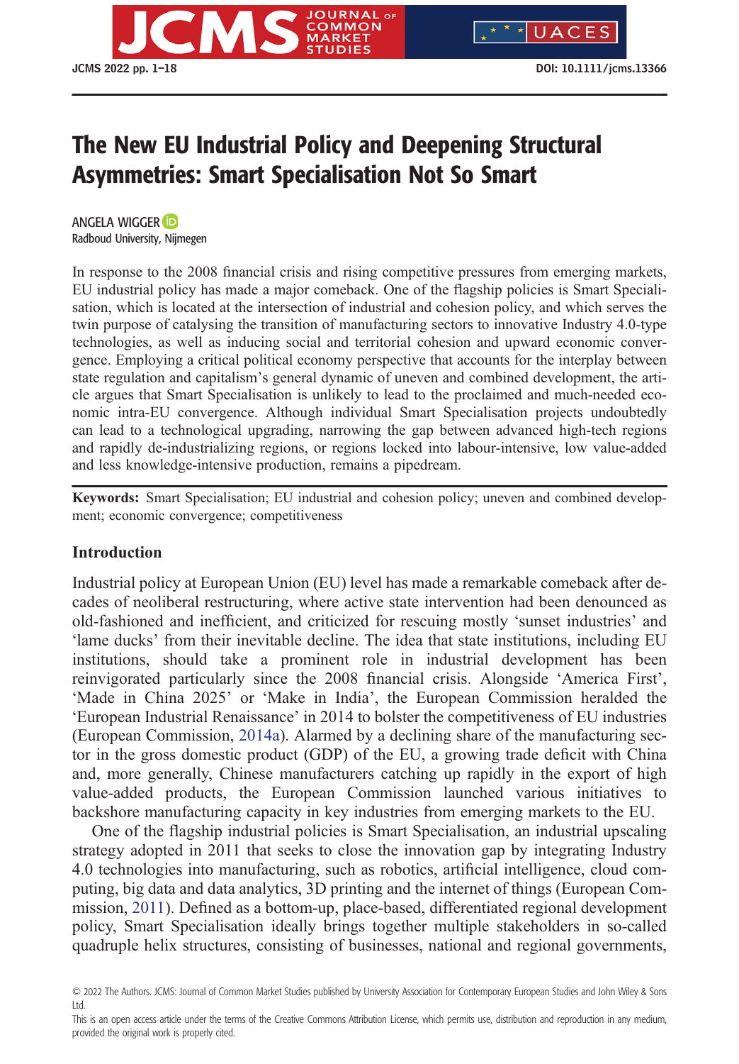# The New EU Industrial Policy and Deepening Structural Asymmetries: Smart Specialisation Not So Smart

ANGELA WIGGER
Radboud University, Nijmegen

In response to the 2008 financial crisis and rising competitive pressures from emerging markets, EU industrial policy has made a major comeback. One of the flagship policies is Smart Specialisation, which is located at the intersection of industrial and cohesion policy, and which serves the twin purpose of catalysing the transition of manufacturing sectors to innovative Industry 4.0-type technologies, as well as inducing social and territorial cohesion and upward economic convergence. Employing a critical political economy perspective that accounts for the interplay between state regulation and capitalism's general dynamic of uneven and combined development, the article argues that Smart Specialisation is unlikely to lead to the proclaimed and much-needed economic intra-EU convergence. Although individual Smart Specialisation projects undoubtedly can lead to a technological upgrading, narrowing the gap between advanced high-tech regions and rapidly de-industrializing regions, or regions locked into labour-intensive, low value-added and less knowledge-intensive production, remains a pipedream.

**Keywords:** Smart Specialisation; EU industrial and cohesion policy; uneven and combined development; economic convergence; competitiveness

## Introduction

Industrial policy at European Union (EU) level has made a remarkable comeback after decades of neoliberal restructuring, where active state intervention had been denounced as old-fashioned and inefficient, and criticized for rescuing mostly 'sunset industries' and 'lame ducks' from their inevitable decline. The idea that state institutions, including EU institutions, should take a prominent role in industrial development has been reinvigorated particularly since the 2008 financial crisis. Alongside 'America First', 'Made in China 2025' or 'Make in India', the European Commission heralded the 'European Industrial Renaissance' in 2014 to bolster the competitiveness of EU industries (European Commission, 2014a). Alarmed by a declining share of the manufacturing sector in the gross domestic product (GDP) of the EU, a growing trade deficit with China and, more generally, Chinese manufacturers catching up rapidly in the export of high value-added products, the European Commission launched various initiatives to backshore manufacturing capacity in key industries from emerging markets to the EU.

One of the flagship industrial policies is Smart Specialisation, an industrial upscaling strategy adopted in 2011 that seeks to close the innovation gap by integrating Industry 4.0 technologies into manufacturing, such as robotics, artificial intelligence, cloud computing, big data and data analytics, 3D printing and the internet of things (European Commission, 2011). Defined as a bottom-up, place-based, differentiated regional development policy, Smart Specialisation ideally brings together multiple stakeholders in so-called quadruple helix structures, consisting of businesses, national and regional governments,

© 2022 The Authors. JCMS: Journal of Common Market Studies published by University Association for Contemporary European Studies and John Wiley & Sons Ltd.
This is an open access article under the terms of the Creative Commons Attribution License, which permits use, distribution and reproduction in any medium, provided the original work is properly cited.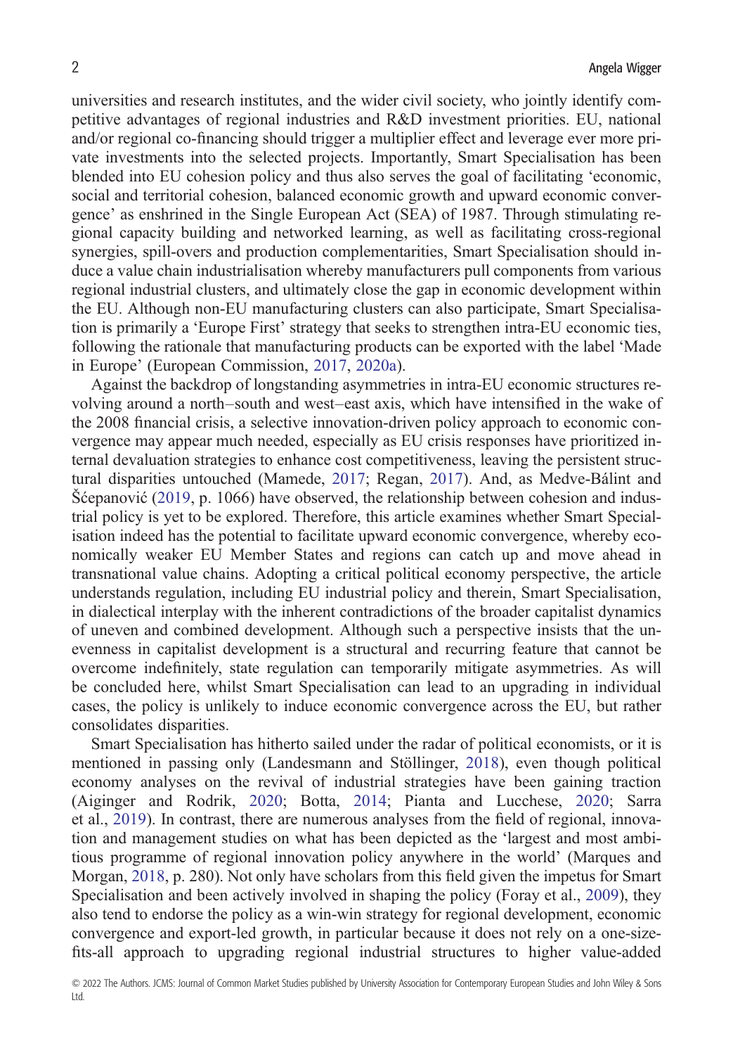universities and research institutes, and the wider civil society, who jointly identify competitive advantages of regional industries and R&D investment priorities. EU, national and/or regional co-financing should trigger a multiplier effect and leverage ever more private investments into the selected projects. Importantly, Smart Specialisation has been blended into EU cohesion policy and thus also serves the goal of facilitating 'economic, social and territorial cohesion, balanced economic growth and upward economic convergence' as enshrined in the Single European Act (SEA) of 1987. Through stimulating regional capacity building and networked learning, as well as facilitating cross-regional synergies, spill-overs and production complementarities, Smart Specialisation should induce a value chain industrialisation whereby manufacturers pull components from various regional industrial clusters, and ultimately close the gap in economic development within the EU. Although non-EU manufacturing clusters can also participate, Smart Specialisation is primarily a 'Europe First' strategy that seeks to strengthen intra-EU economic ties, following the rationale that manufacturing products can be exported with the label 'Made in Europe' (European Commission, 2017, 2020a).

Against the backdrop of longstanding asymmetries in intra-EU economic structures revolving around a north–south and west–east axis, which have intensified in the wake of the 2008 financial crisis, a selective innovation-driven policy approach to economic convergence may appear much needed, especially as EU crisis responses have prioritized internal devaluation strategies to enhance cost competitiveness, leaving the persistent structural disparities untouched (Mamede, 2017; Regan, 2017). And, as Medve-Bálint and Šćepanović (2019, p. 1066) have observed, the relationship between cohesion and industrial policy is yet to be explored. Therefore, this article examines whether Smart Specialisation indeed has the potential to facilitate upward economic convergence, whereby economically weaker EU Member States and regions can catch up and move ahead in transnational value chains. Adopting a critical political economy perspective, the article understands regulation, including EU industrial policy and therein, Smart Specialisation, in dialectical interplay with the inherent contradictions of the broader capitalist dynamics of uneven and combined development. Although such a perspective insists that the unevenness in capitalist development is a structural and recurring feature that cannot be overcome indefinitely, state regulation can temporarily mitigate asymmetries. As will be concluded here, whilst Smart Specialisation can lead to an upgrading in individual cases, the policy is unlikely to induce economic convergence across the EU, but rather consolidates disparities.

Smart Specialisation has hitherto sailed under the radar of political economists, or it is mentioned in passing only (Landesmann and Stöllinger, 2018), even though political economy analyses on the revival of industrial strategies have been gaining traction (Aiginger and Rodrik, 2020; Botta, 2014; Pianta and Lucchese, 2020; Sarra et al., 2019). In contrast, there are numerous analyses from the field of regional, innovation and management studies on what has been depicted as the 'largest and most ambitious programme of regional innovation policy anywhere in the world' (Marques and Morgan, 2018, p. 280). Not only have scholars from this field given the impetus for Smart Specialisation and been actively involved in shaping the policy (Foray et al., 2009), they also tend to endorse the policy as a win-win strategy for regional development, economic convergence and export-led growth, in particular because it does not rely on a one-size-fits-all approach to upgrading regional industrial structures to higher value-added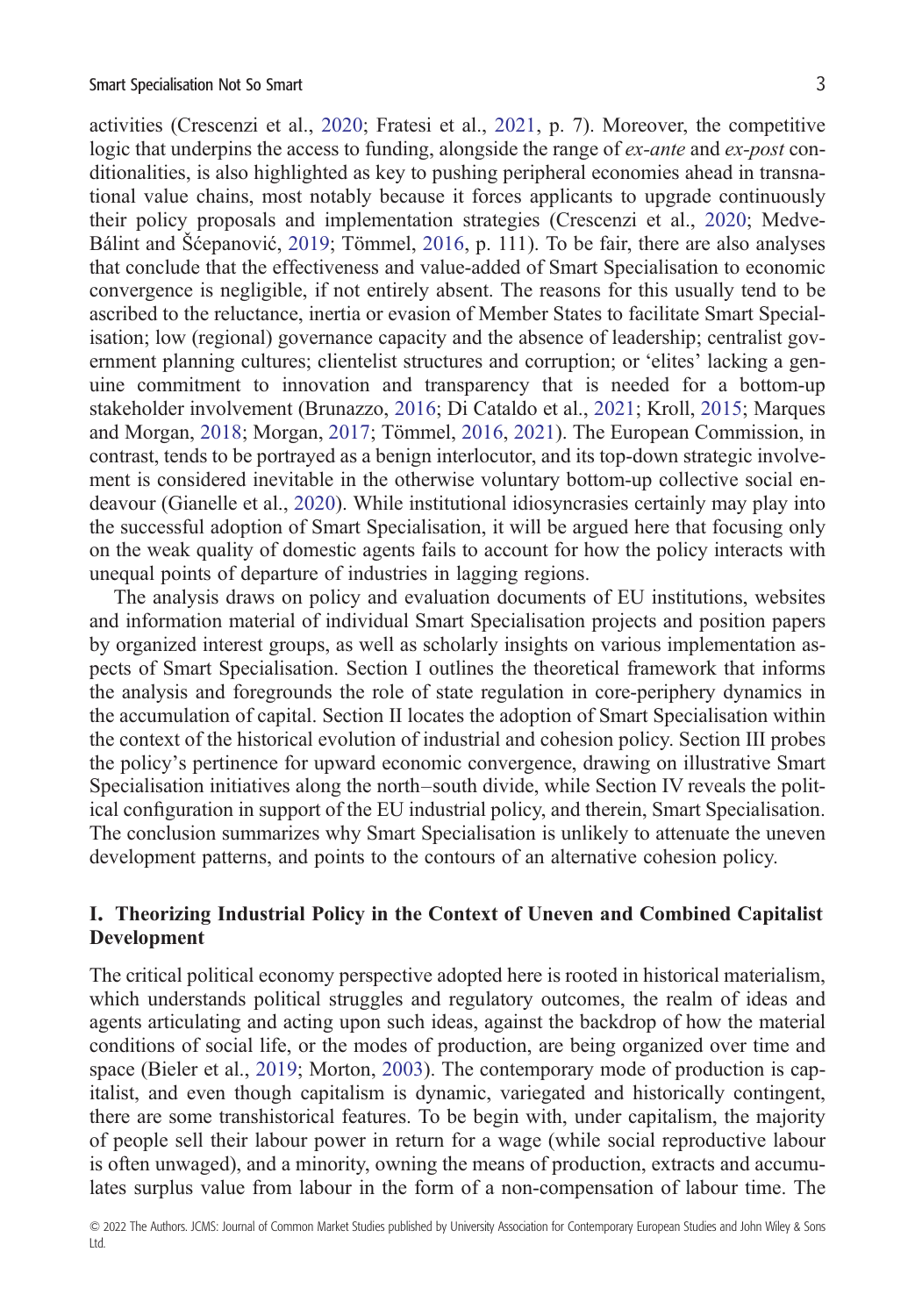activities (Crescenzi et al., 2020; Fratesi et al., 2021, p. 7). Moreover, the competitive logic that underpins the access to funding, alongside the range of *ex-ante* and *ex-post* conditionalities, is also highlighted as key to pushing peripheral economies ahead in transnational value chains, most notably because it forces applicants to upgrade continuously their policy proposals and implementation strategies (Crescenzi et al., 2020; Medve-Bálint and Šćepanović, 2019; Tömmel, 2016, p. 111). To be fair, there are also analyses that conclude that the effectiveness and value-added of Smart Specialisation to economic convergence is negligible, if not entirely absent. The reasons for this usually tend to be ascribed to the reluctance, inertia or evasion of Member States to facilitate Smart Specialisation; low (regional) governance capacity and the absence of leadership; centralist government planning cultures; clientelist structures and corruption; or 'elites' lacking a genuine commitment to innovation and transparency that is needed for a bottom-up stakeholder involvement (Brunazzo, 2016; Di Cataldo et al., 2021; Kroll, 2015; Marques and Morgan, 2018; Morgan, 2017; Tömmel, 2016, 2021). The European Commission, in contrast, tends to be portrayed as a benign interlocutor, and its top-down strategic involvement is considered inevitable in the otherwise voluntary bottom-up collective social endeavour (Gianelle et al., 2020). While institutional idiosyncrasies certainly may play into the successful adoption of Smart Specialisation, it will be argued here that focusing only on the weak quality of domestic agents fails to account for how the policy interacts with unequal points of departure of industries in lagging regions.

The analysis draws on policy and evaluation documents of EU institutions, websites and information material of individual Smart Specialisation projects and position papers by organized interest groups, as well as scholarly insights on various implementation aspects of Smart Specialisation. Section I outlines the theoretical framework that informs the analysis and foregrounds the role of state regulation in core-periphery dynamics in the accumulation of capital. Section II locates the adoption of Smart Specialisation within the context of the historical evolution of industrial and cohesion policy. Section III probes the policy's pertinence for upward economic convergence, drawing on illustrative Smart Specialisation initiatives along the north–south divide, while Section IV reveals the political configuration in support of the EU industrial policy, and therein, Smart Specialisation. The conclusion summarizes why Smart Specialisation is unlikely to attenuate the uneven development patterns, and points to the contours of an alternative cohesion policy.

## I. Theorizing Industrial Policy in the Context of Uneven and Combined Capitalist Development

The critical political economy perspective adopted here is rooted in historical materialism, which understands political struggles and regulatory outcomes, the realm of ideas and agents articulating and acting upon such ideas, against the backdrop of how the material conditions of social life, or the modes of production, are being organized over time and space (Bieler et al., 2019; Morton, 2003). The contemporary mode of production is capitalist, and even though capitalism is dynamic, variegated and historically contingent, there are some transhistorical features. To be begin with, under capitalism, the majority of people sell their labour power in return for a wage (while social reproductive labour is often unwaged), and a minority, owning the means of production, extracts and accumulates surplus value from labour in the form of a non-compensation of labour time. The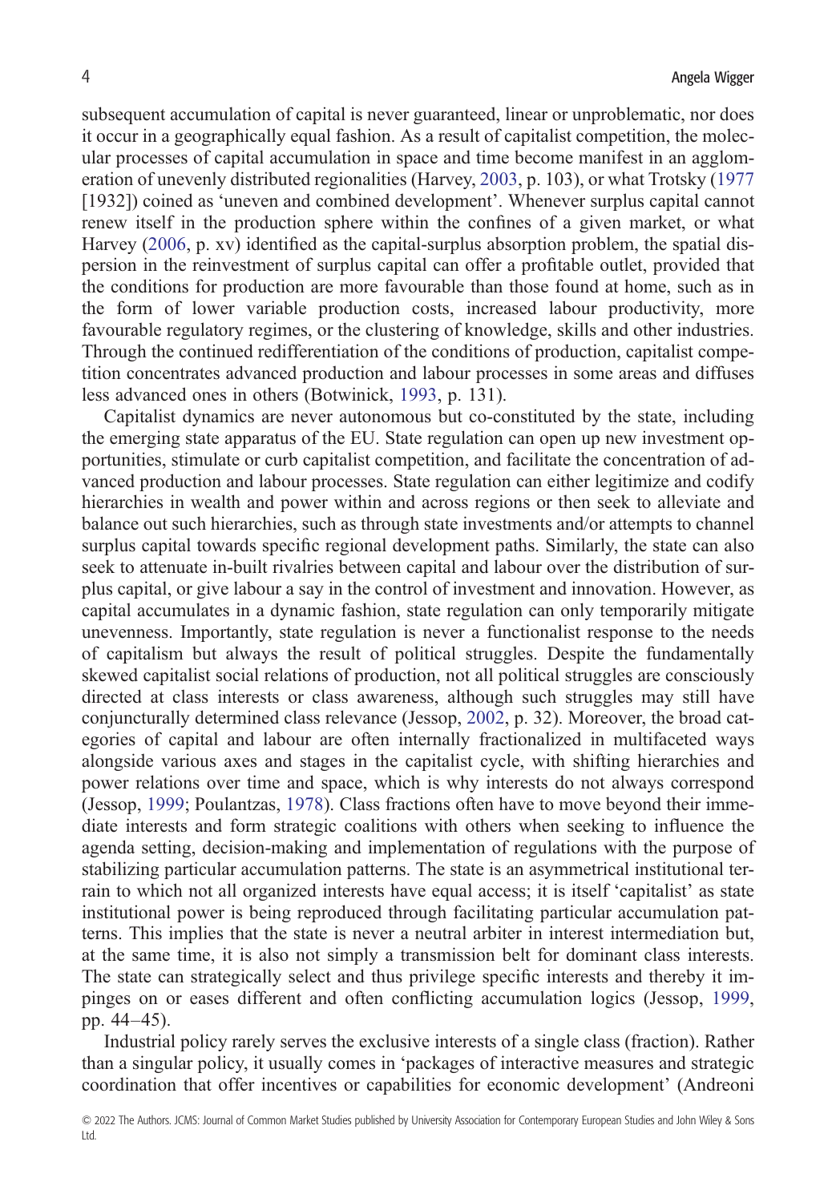subsequent accumulation of capital is never guaranteed, linear or unproblematic, nor does it occur in a geographically equal fashion. As a result of capitalist competition, the molecular processes of capital accumulation in space and time become manifest in an agglomeration of unevenly distributed regionalities (Harvey, 2003, p. 103), or what Trotsky (1977 [1932]) coined as 'uneven and combined development'. Whenever surplus capital cannot renew itself in the production sphere within the confines of a given market, or what Harvey (2006, p. xv) identified as the capital-surplus absorption problem, the spatial dispersion in the reinvestment of surplus capital can offer a profitable outlet, provided that the conditions for production are more favourable than those found at home, such as in the form of lower variable production costs, increased labour productivity, more favourable regulatory regimes, or the clustering of knowledge, skills and other industries. Through the continued redifferentiation of the conditions of production, capitalist competition concentrates advanced production and labour processes in some areas and diffuses less advanced ones in others (Botwinick, 1993, p. 131).

Capitalist dynamics are never autonomous but co-constituted by the state, including the emerging state apparatus of the EU. State regulation can open up new investment opportunities, stimulate or curb capitalist competition, and facilitate the concentration of advanced production and labour processes. State regulation can either legitimize and codify hierarchies in wealth and power within and across regions or then seek to alleviate and balance out such hierarchies, such as through state investments and/or attempts to channel surplus capital towards specific regional development paths. Similarly, the state can also seek to attenuate in-built rivalries between capital and labour over the distribution of surplus capital, or give labour a say in the control of investment and innovation. However, as capital accumulates in a dynamic fashion, state regulation can only temporarily mitigate unevenness. Importantly, state regulation is never a functionalist response to the needs of capitalism but always the result of political struggles. Despite the fundamentally skewed capitalist social relations of production, not all political struggles are consciously directed at class interests or class awareness, although such struggles may still have conjuncturally determined class relevance (Jessop, 2002, p. 32). Moreover, the broad categories of capital and labour are often internally fractionalized in multifaceted ways alongside various axes and stages in the capitalist cycle, with shifting hierarchies and power relations over time and space, which is why interests do not always correspond (Jessop, 1999; Poulantzas, 1978). Class fractions often have to move beyond their immediate interests and form strategic coalitions with others when seeking to influence the agenda setting, decision-making and implementation of regulations with the purpose of stabilizing particular accumulation patterns. The state is an asymmetrical institutional terrain to which not all organized interests have equal access; it is itself 'capitalist' as state institutional power is being reproduced through facilitating particular accumulation patterns. This implies that the state is never a neutral arbiter in interest intermediation but, at the same time, it is also not simply a transmission belt for dominant class interests. The state can strategically select and thus privilege specific interests and thereby it impinges on or eases different and often conflicting accumulation logics (Jessop, 1999, pp. 44–45).

Industrial policy rarely serves the exclusive interests of a single class (fraction). Rather than a singular policy, it usually comes in 'packages of interactive measures and strategic coordination that offer incentives or capabilities for economic development' (Andreoni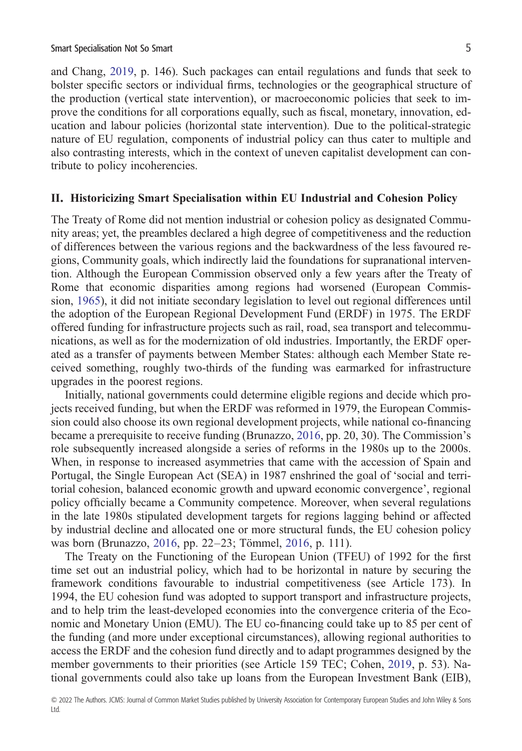and Chang, 2019, p. 146). Such packages can entail regulations and funds that seek to bolster specific sectors or individual firms, technologies or the geographical structure of the production (vertical state intervention), or macroeconomic policies that seek to improve the conditions for all corporations equally, such as fiscal, monetary, innovation, education and labour policies (horizontal state intervention). Due to the political-strategic nature of EU regulation, components of industrial policy can thus cater to multiple and also contrasting interests, which in the context of uneven capitalist development can contribute to policy incoherencies.

## II. Historicizing Smart Specialisation within EU Industrial and Cohesion Policy

The Treaty of Rome did not mention industrial or cohesion policy as designated Community areas; yet, the preambles declared a high degree of competitiveness and the reduction of differences between the various regions and the backwardness of the less favoured regions, Community goals, which indirectly laid the foundations for supranational intervention. Although the European Commission observed only a few years after the Treaty of Rome that economic disparities among regions had worsened (European Commission, 1965), it did not initiate secondary legislation to level out regional differences until the adoption of the European Regional Development Fund (ERDF) in 1975. The ERDF offered funding for infrastructure projects such as rail, road, sea transport and telecommunications, as well as for the modernization of old industries. Importantly, the ERDF operated as a transfer of payments between Member States: although each Member State received something, roughly two-thirds of the funding was earmarked for infrastructure upgrades in the poorest regions.

Initially, national governments could determine eligible regions and decide which projects received funding, but when the ERDF was reformed in 1979, the European Commission could also choose its own regional development projects, while national co-financing became a prerequisite to receive funding (Brunazzo, 2016, pp. 20, 30). The Commission's role subsequently increased alongside a series of reforms in the 1980s up to the 2000s. When, in response to increased asymmetries that came with the accession of Spain and Portugal, the Single European Act (SEA) in 1987 enshrined the goal of 'social and territorial cohesion, balanced economic growth and upward economic convergence', regional policy officially became a Community competence. Moreover, when several regulations in the late 1980s stipulated development targets for regions lagging behind or affected by industrial decline and allocated one or more structural funds, the EU cohesion policy was born (Brunazzo, 2016, pp. 22–23; Tömmel, 2016, p. 111).

The Treaty on the Functioning of the European Union (TFEU) of 1992 for the first time set out an industrial policy, which had to be horizontal in nature by securing the framework conditions favourable to industrial competitiveness (see Article 173). In 1994, the EU cohesion fund was adopted to support transport and infrastructure projects, and to help trim the least-developed economies into the convergence criteria of the Economic and Monetary Union (EMU). The EU co-financing could take up to 85 per cent of the funding (and more under exceptional circumstances), allowing regional authorities to access the ERDF and the cohesion fund directly and to adapt programmes designed by the member governments to their priorities (see Article 159 TEC; Cohen, 2019, p. 53). National governments could also take up loans from the European Investment Bank (EIB),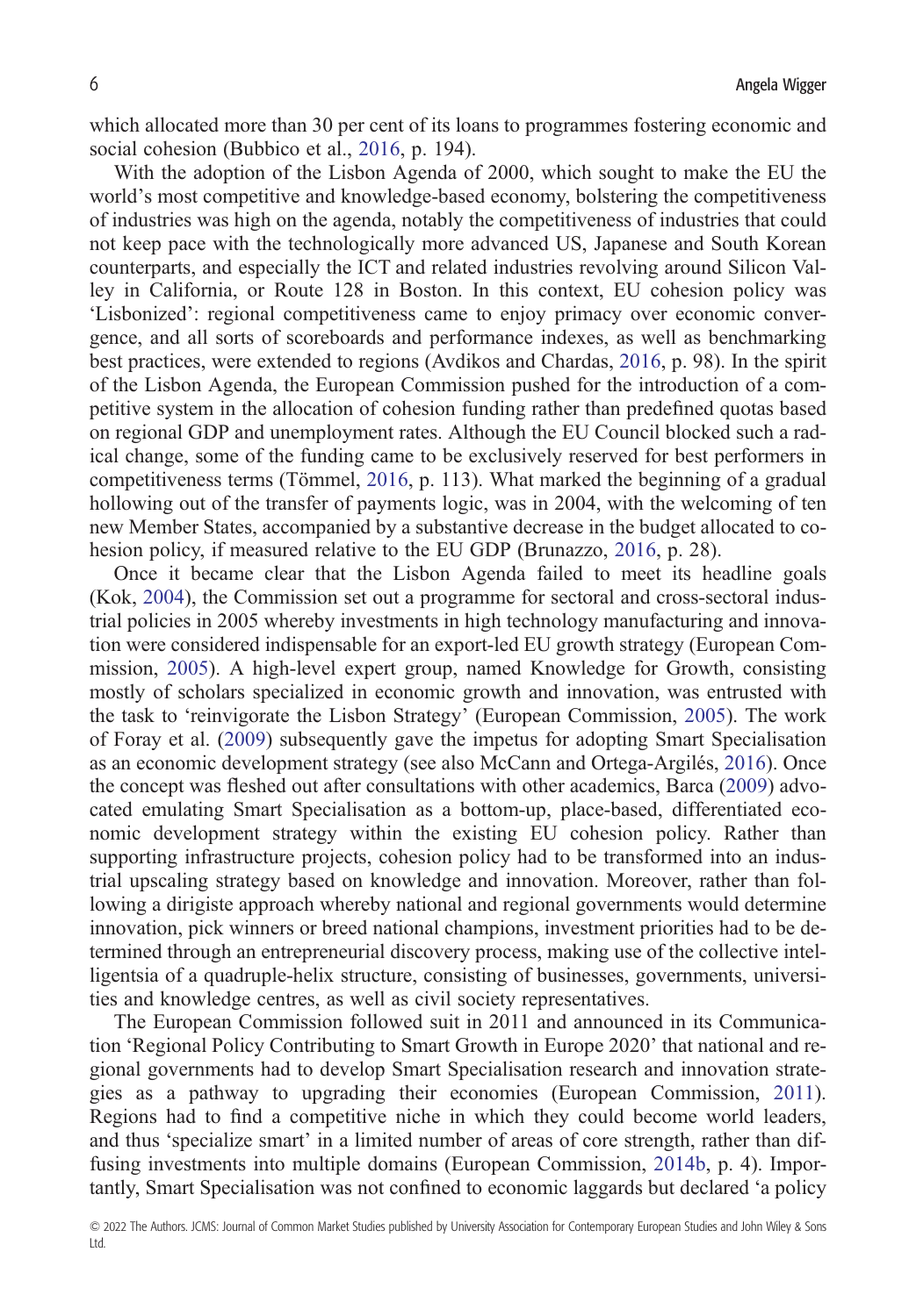which allocated more than 30 per cent of its loans to programmes fostering economic and social cohesion (Bubbico et al., 2016, p. 194).

With the adoption of the Lisbon Agenda of 2000, which sought to make the EU the world's most competitive and knowledge-based economy, bolstering the competitiveness of industries was high on the agenda, notably the competitiveness of industries that could not keep pace with the technologically more advanced US, Japanese and South Korean counterparts, and especially the ICT and related industries revolving around Silicon Valley in California, or Route 128 in Boston. In this context, EU cohesion policy was 'Lisbonized': regional competitiveness came to enjoy primacy over economic convergence, and all sorts of scoreboards and performance indexes, as well as benchmarking best practices, were extended to regions (Avdikos and Chardas, 2016, p. 98). In the spirit of the Lisbon Agenda, the European Commission pushed for the introduction of a competitive system in the allocation of cohesion funding rather than predefined quotas based on regional GDP and unemployment rates. Although the EU Council blocked such a radical change, some of the funding came to be exclusively reserved for best performers in competitiveness terms (Tömmel, 2016, p. 113). What marked the beginning of a gradual hollowing out of the transfer of payments logic, was in 2004, with the welcoming of ten new Member States, accompanied by a substantive decrease in the budget allocated to cohesion policy, if measured relative to the EU GDP (Brunazzo, 2016, p. 28).

Once it became clear that the Lisbon Agenda failed to meet its headline goals (Kok, 2004), the Commission set out a programme for sectoral and cross-sectoral industrial policies in 2005 whereby investments in high technology manufacturing and innovation were considered indispensable for an export-led EU growth strategy (European Commission, 2005). A high-level expert group, named Knowledge for Growth, consisting mostly of scholars specialized in economic growth and innovation, was entrusted with the task to 'reinvigorate the Lisbon Strategy' (European Commission, 2005). The work of Foray et al. (2009) subsequently gave the impetus for adopting Smart Specialisation as an economic development strategy (see also McCann and Ortega-Argilés, 2016). Once the concept was fleshed out after consultations with other academics, Barca (2009) advocated emulating Smart Specialisation as a bottom-up, place-based, differentiated economic development strategy within the existing EU cohesion policy. Rather than supporting infrastructure projects, cohesion policy had to be transformed into an industrial upscaling strategy based on knowledge and innovation. Moreover, rather than following a dirigiste approach whereby national and regional governments would determine innovation, pick winners or breed national champions, investment priorities had to be determined through an entrepreneurial discovery process, making use of the collective intelligentsia of a quadruple-helix structure, consisting of businesses, governments, universities and knowledge centres, as well as civil society representatives.

The European Commission followed suit in 2011 and announced in its Communication 'Regional Policy Contributing to Smart Growth in Europe 2020' that national and regional governments had to develop Smart Specialisation research and innovation strategies as a pathway to upgrading their economies (European Commission, 2011). Regions had to find a competitive niche in which they could become world leaders, and thus 'specialize smart' in a limited number of areas of core strength, rather than diffusing investments into multiple domains (European Commission, 2014b, p. 4). Importantly, Smart Specialisation was not confined to economic laggards but declared 'a policy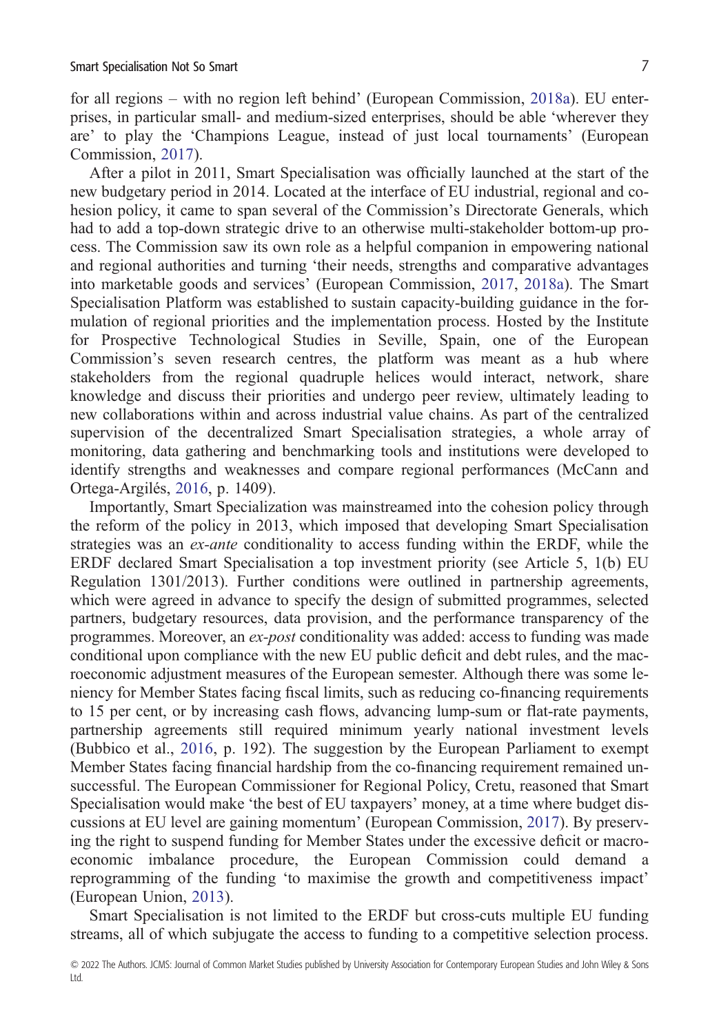for all regions – with no region left behind' (European Commission, 2018a). EU enterprises, in particular small- and medium-sized enterprises, should be able 'wherever they are' to play the 'Champions League, instead of just local tournaments' (European Commission, 2017).

After a pilot in 2011, Smart Specialisation was officially launched at the start of the new budgetary period in 2014. Located at the interface of EU industrial, regional and cohesion policy, it came to span several of the Commission's Directorate Generals, which had to add a top-down strategic drive to an otherwise multi-stakeholder bottom-up process. The Commission saw its own role as a helpful companion in empowering national and regional authorities and turning 'their needs, strengths and comparative advantages into marketable goods and services' (European Commission, 2017, 2018a). The Smart Specialisation Platform was established to sustain capacity-building guidance in the formulation of regional priorities and the implementation process. Hosted by the Institute for Prospective Technological Studies in Seville, Spain, one of the European Commission's seven research centres, the platform was meant as a hub where stakeholders from the regional quadruple helices would interact, network, share knowledge and discuss their priorities and undergo peer review, ultimately leading to new collaborations within and across industrial value chains. As part of the centralized supervision of the decentralized Smart Specialisation strategies, a whole array of monitoring, data gathering and benchmarking tools and institutions were developed to identify strengths and weaknesses and compare regional performances (McCann and Ortega-Argilés, 2016, p. 1409).

Importantly, Smart Specialization was mainstreamed into the cohesion policy through the reform of the policy in 2013, which imposed that developing Smart Specialisation strategies was an *ex-ante* conditionality to access funding within the ERDF, while the ERDF declared Smart Specialisation a top investment priority (see Article 5, 1(b) EU Regulation 1301/2013). Further conditions were outlined in partnership agreements, which were agreed in advance to specify the design of submitted programmes, selected partners, budgetary resources, data provision, and the performance transparency of the programmes. Moreover, an *ex-post* conditionality was added: access to funding was made conditional upon compliance with the new EU public deficit and debt rules, and the macroeconomic adjustment measures of the European semester. Although there was some leniency for Member States facing fiscal limits, such as reducing co-financing requirements to 15 per cent, or by increasing cash flows, advancing lump-sum or flat-rate payments, partnership agreements still required minimum yearly national investment levels (Bubbico et al., 2016, p. 192). The suggestion by the European Parliament to exempt Member States facing financial hardship from the co-financing requirement remained unsuccessful. The European Commissioner for Regional Policy, Cretu, reasoned that Smart Specialisation would make 'the best of EU taxpayers' money, at a time where budget discussions at EU level are gaining momentum' (European Commission, 2017). By preserving the right to suspend funding for Member States under the excessive deficit or macroeconomic imbalance procedure, the European Commission could demand a reprogramming of the funding 'to maximise the growth and competitiveness impact' (European Union, 2013).

Smart Specialisation is not limited to the ERDF but cross-cuts multiple EU funding streams, all of which subjugate the access to funding to a competitive selection process.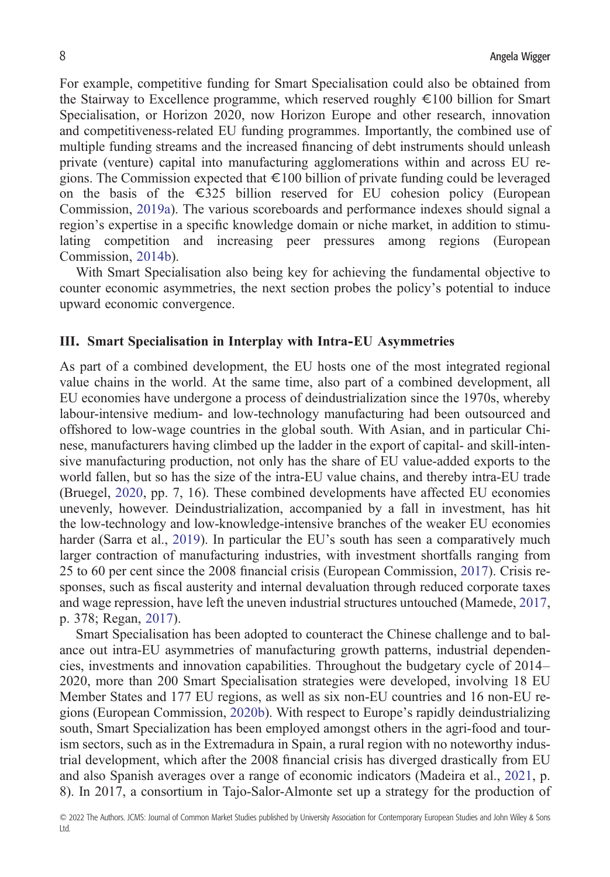For example, competitive funding for Smart Specialisation could also be obtained from the Stairway to Excellence programme, which reserved roughly €100 billion for Smart Specialisation, or Horizon 2020, now Horizon Europe and other research, innovation and competitiveness-related EU funding programmes. Importantly, the combined use of multiple funding streams and the increased financing of debt instruments should unleash private (venture) capital into manufacturing agglomerations within and across EU regions. The Commission expected that €100 billion of private funding could be leveraged on the basis of the €325 billion reserved for EU cohesion policy (European Commission, 2019a). The various scoreboards and performance indexes should signal a region's expertise in a specific knowledge domain or niche market, in addition to stimulating competition and increasing peer pressures among regions (European Commission, 2014b).

With Smart Specialisation also being key for achieving the fundamental objective to counter economic asymmetries, the next section probes the policy's potential to induce upward economic convergence.

## III. Smart Specialisation in Interplay with Intra-EU Asymmetries

As part of a combined development, the EU hosts one of the most integrated regional value chains in the world. At the same time, also part of a combined development, all EU economies have undergone a process of deindustrialization since the 1970s, whereby labour-intensive medium- and low-technology manufacturing had been outsourced and offshored to low-wage countries in the global south. With Asian, and in particular Chinese, manufacturers having climbed up the ladder in the export of capital- and skill-intensive manufacturing production, not only has the share of EU value-added exports to the world fallen, but so has the size of the intra-EU value chains, and thereby intra-EU trade (Bruegel, 2020, pp. 7, 16). These combined developments have affected EU economies unevenly, however. Deindustrialization, accompanied by a fall in investment, has hit the low-technology and low-knowledge-intensive branches of the weaker EU economies harder (Sarra et al., 2019). In particular the EU's south has seen a comparatively much larger contraction of manufacturing industries, with investment shortfalls ranging from 25 to 60 per cent since the 2008 financial crisis (European Commission, 2017). Crisis responses, such as fiscal austerity and internal devaluation through reduced corporate taxes and wage repression, have left the uneven industrial structures untouched (Mamede, 2017, p. 378; Regan, 2017).

Smart Specialisation has been adopted to counteract the Chinese challenge and to balance out intra-EU asymmetries of manufacturing growth patterns, industrial dependencies, investments and innovation capabilities. Throughout the budgetary cycle of 2014–2020, more than 200 Smart Specialisation strategies were developed, involving 18 EU Member States and 177 EU regions, as well as six non-EU countries and 16 non-EU regions (European Commission, 2020b). With respect to Europe's rapidly deindustrializing south, Smart Specialization has been employed amongst others in the agri-food and tourism sectors, such as in the Extremadura in Spain, a rural region with no noteworthy industrial development, which after the 2008 financial crisis has diverged drastically from EU and also Spanish averages over a range of economic indicators (Madeira et al., 2021, p. 8). In 2017, a consortium in Tajo-Salor-Almonte set up a strategy for the production of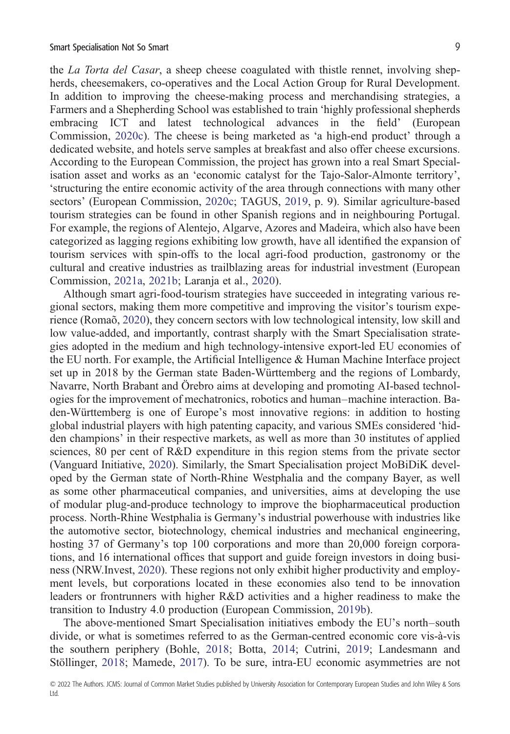the *La Torta del Casar*, a sheep cheese coagulated with thistle rennet, involving shepherds, cheesemakers, co-operatives and the Local Action Group for Rural Development. In addition to improving the cheese-making process and merchandising strategies, a Farmers and a Shepherding School was established to train 'highly professional shepherds embracing ICT and latest technological advances in the field' (European Commission, 2020c). The cheese is being marketed as 'a high-end product' through a dedicated website, and hotels serve samples at breakfast and also offer cheese excursions. According to the European Commission, the project has grown into a real Smart Specialisation asset and works as an 'economic catalyst for the Tajo-Salor-Almonte territory', 'structuring the entire economic activity of the area through connections with many other sectors' (European Commission, 2020c; TAGUS, 2019, p. 9). Similar agriculture-based tourism strategies can be found in other Spanish regions and in neighbouring Portugal. For example, the regions of Alentejo, Algarve, Azores and Madeira, which also have been categorized as lagging regions exhibiting low growth, have all identified the expansion of tourism services with spin-offs to the local agri-food production, gastronomy or the cultural and creative industries as trailblazing areas for industrial investment (European Commission, 2021a, 2021b; Laranja et al., 2020).

Although smart agri-food-tourism strategies have succeeded in integrating various regional sectors, making them more competitive and improving the visitor's tourism experience (Romaõ, 2020), they concern sectors with low technological intensity, low skill and low value-added, and importantly, contrast sharply with the Smart Specialisation strategies adopted in the medium and high technology-intensive export-led EU economies of the EU north. For example, the Artificial Intelligence & Human Machine Interface project set up in 2018 by the German state Baden-Württemberg and the regions of Lombardy, Navarre, North Brabant and Örebro aims at developing and promoting AI-based technologies for the improvement of mechatronics, robotics and human–machine interaction. Baden-Württemberg is one of Europe's most innovative regions: in addition to hosting global industrial players with high patenting capacity, and various SMEs considered 'hidden champions' in their respective markets, as well as more than 30 institutes of applied sciences, 80 per cent of R&D expenditure in this region stems from the private sector (Vanguard Initiative, 2020). Similarly, the Smart Specialisation project MoBiDiK developed by the German state of North-Rhine Westphalia and the company Bayer, as well as some other pharmaceutical companies, and universities, aims at developing the use of modular plug-and-produce technology to improve the biopharmaceutical production process. North-Rhine Westphalia is Germany's industrial powerhouse with industries like the automotive sector, biotechnology, chemical industries and mechanical engineering, hosting 37 of Germany's top 100 corporations and more than 20,000 foreign corporations, and 16 international offices that support and guide foreign investors in doing business (NRW.Invest, 2020). These regions not only exhibit higher productivity and employment levels, but corporations located in these economies also tend to be innovation leaders or frontrunners with higher R&D activities and a higher readiness to make the transition to Industry 4.0 production (European Commission, 2019b).

The above-mentioned Smart Specialisation initiatives embody the EU's north–south divide, or what is sometimes referred to as the German-centred economic core vis-à-vis the southern periphery (Bohle, 2018; Botta, 2014; Cutrini, 2019; Landesmann and Stöllinger, 2018; Mamede, 2017). To be sure, intra-EU economic asymmetries are not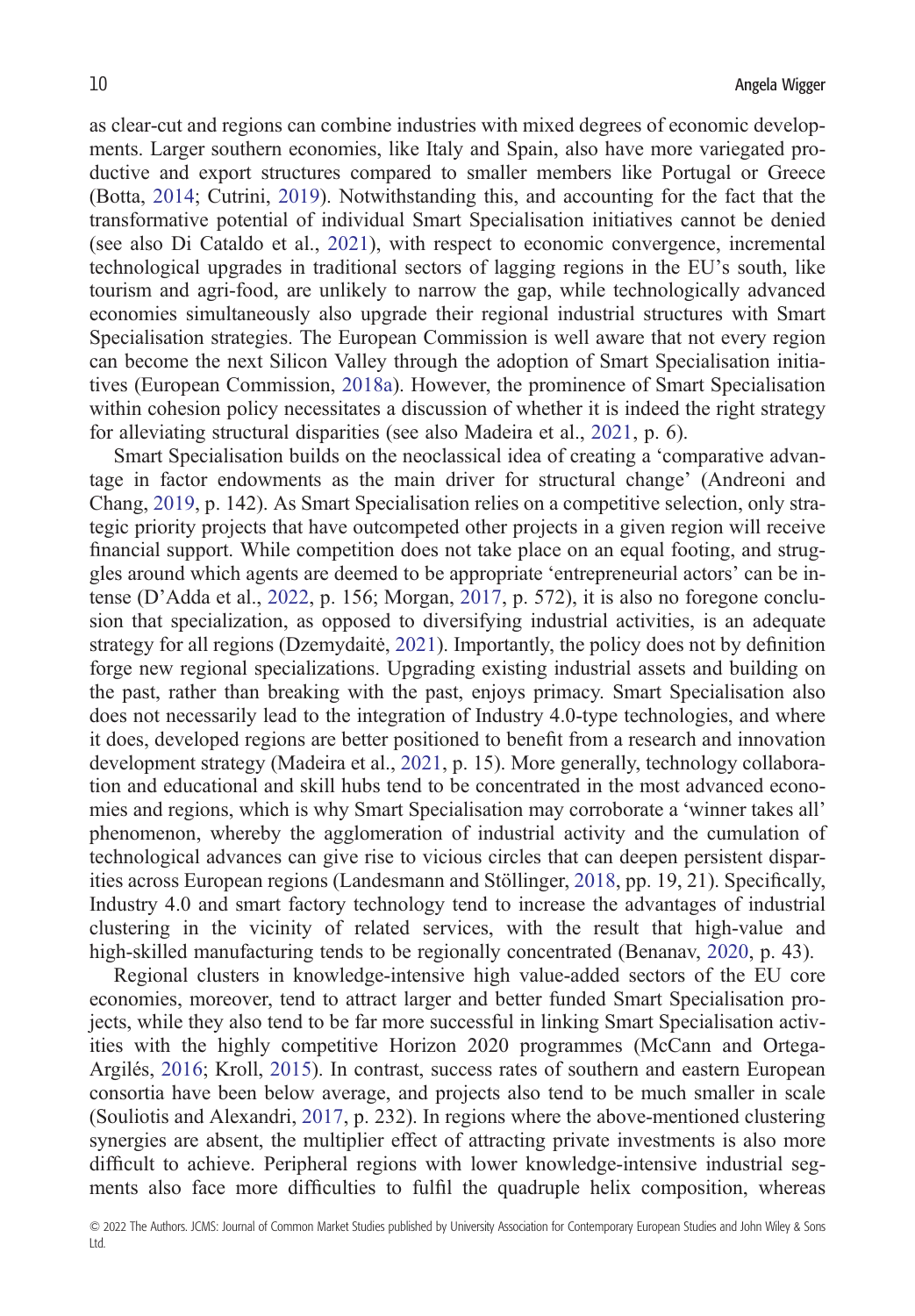as clear-cut and regions can combine industries with mixed degrees of economic developments. Larger southern economies, like Italy and Spain, also have more variegated productive and export structures compared to smaller members like Portugal or Greece (Botta, 2014; Cutrini, 2019). Notwithstanding this, and accounting for the fact that the transformative potential of individual Smart Specialisation initiatives cannot be denied (see also Di Cataldo et al., 2021), with respect to economic convergence, incremental technological upgrades in traditional sectors of lagging regions in the EU's south, like tourism and agri-food, are unlikely to narrow the gap, while technologically advanced economies simultaneously also upgrade their regional industrial structures with Smart Specialisation strategies. The European Commission is well aware that not every region can become the next Silicon Valley through the adoption of Smart Specialisation initiatives (European Commission, 2018a). However, the prominence of Smart Specialisation within cohesion policy necessitates a discussion of whether it is indeed the right strategy for alleviating structural disparities (see also Madeira et al., 2021, p. 6).

Smart Specialisation builds on the neoclassical idea of creating a 'comparative advantage in factor endowments as the main driver for structural change' (Andreoni and Chang, 2019, p. 142). As Smart Specialisation relies on a competitive selection, only strategic priority projects that have outcompeted other projects in a given region will receive financial support. While competition does not take place on an equal footing, and struggles around which agents are deemed to be appropriate 'entrepreneurial actors' can be intense (D'Adda et al., 2022, p. 156; Morgan, 2017, p. 572), it is also no foregone conclusion that specialization, as opposed to diversifying industrial activities, is an adequate strategy for all regions (Dzemydaitė, 2021). Importantly, the policy does not by definition forge new regional specializations. Upgrading existing industrial assets and building on the past, rather than breaking with the past, enjoys primacy. Smart Specialisation also does not necessarily lead to the integration of Industry 4.0-type technologies, and where it does, developed regions are better positioned to benefit from a research and innovation development strategy (Madeira et al., 2021, p. 15). More generally, technology collaboration and educational and skill hubs tend to be concentrated in the most advanced economies and regions, which is why Smart Specialisation may corroborate a 'winner takes all' phenomenon, whereby the agglomeration of industrial activity and the cumulation of technological advances can give rise to vicious circles that can deepen persistent disparities across European regions (Landesmann and Stöllinger, 2018, pp. 19, 21). Specifically, Industry 4.0 and smart factory technology tend to increase the advantages of industrial clustering in the vicinity of related services, with the result that high-value and high-skilled manufacturing tends to be regionally concentrated (Benanav, 2020, p. 43).

Regional clusters in knowledge-intensive high value-added sectors of the EU core economies, moreover, tend to attract larger and better funded Smart Specialisation projects, while they also tend to be far more successful in linking Smart Specialisation activities with the highly competitive Horizon 2020 programmes (McCann and Ortega-Argilés, 2016; Kroll, 2015). In contrast, success rates of southern and eastern European consortia have been below average, and projects also tend to be much smaller in scale (Souliotis and Alexandri, 2017, p. 232). In regions where the above-mentioned clustering synergies are absent, the multiplier effect of attracting private investments is also more difficult to achieve. Peripheral regions with lower knowledge-intensive industrial segments also face more difficulties to fulfil the quadruple helix composition, whereas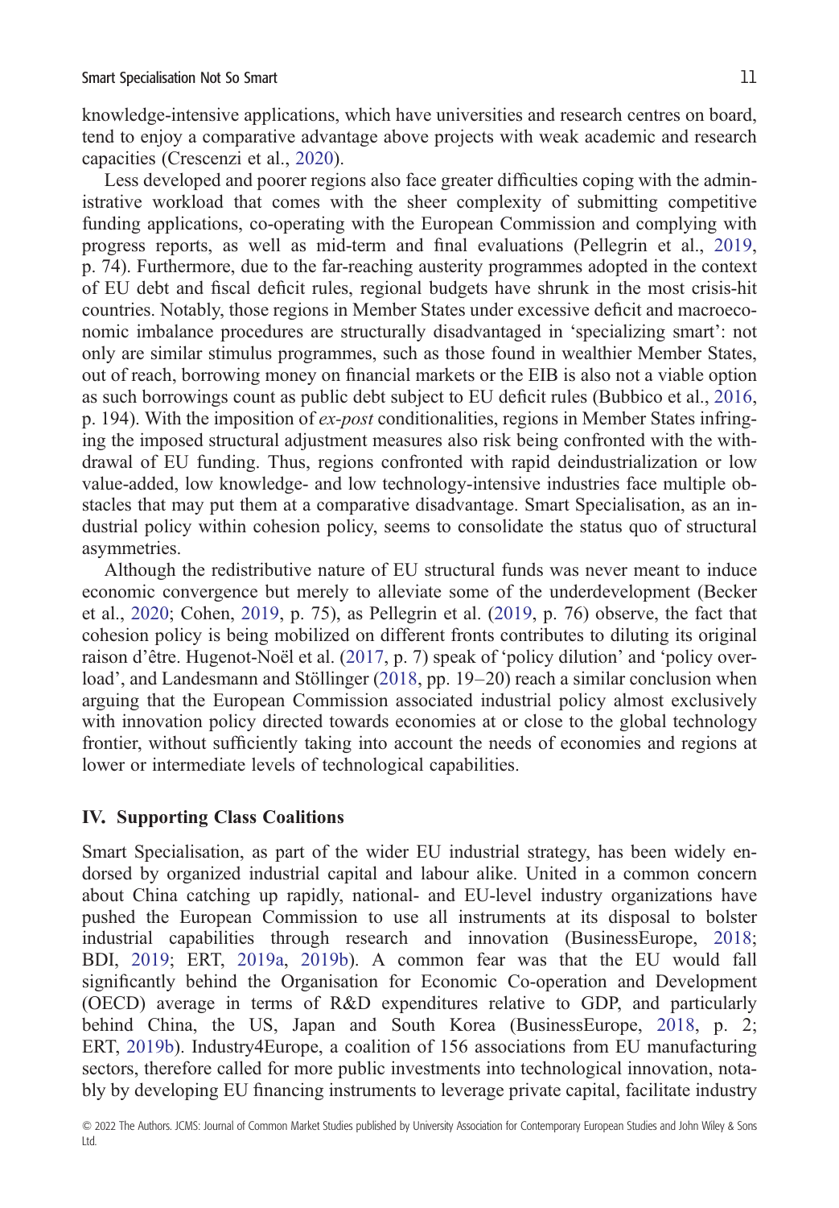knowledge-intensive applications, which have universities and research centres on board, tend to enjoy a comparative advantage above projects with weak academic and research capacities (Crescenzi et al., 2020).

Less developed and poorer regions also face greater difficulties coping with the administrative workload that comes with the sheer complexity of submitting competitive funding applications, co-operating with the European Commission and complying with progress reports, as well as mid-term and final evaluations (Pellegrin et al., 2019, p. 74). Furthermore, due to the far-reaching austerity programmes adopted in the context of EU debt and fiscal deficit rules, regional budgets have shrunk in the most crisis-hit countries. Notably, those regions in Member States under excessive deficit and macroeconomic imbalance procedures are structurally disadvantaged in 'specializing smart': not only are similar stimulus programmes, such as those found in wealthier Member States, out of reach, borrowing money on financial markets or the EIB is also not a viable option as such borrowings count as public debt subject to EU deficit rules (Bubbico et al., 2016, p. 194). With the imposition of *ex-post* conditionalities, regions in Member States infringing the imposed structural adjustment measures also risk being confronted with the withdrawal of EU funding. Thus, regions confronted with rapid deindustrialization or low value-added, low knowledge- and low technology-intensive industries face multiple obstacles that may put them at a comparative disadvantage. Smart Specialisation, as an industrial policy within cohesion policy, seems to consolidate the status quo of structural asymmetries.

Although the redistributive nature of EU structural funds was never meant to induce economic convergence but merely to alleviate some of the underdevelopment (Becker et al., 2020; Cohen, 2019, p. 75), as Pellegrin et al. (2019, p. 76) observe, the fact that cohesion policy is being mobilized on different fronts contributes to diluting its original raison d'être. Hugenot-Noël et al. (2017, p. 7) speak of 'policy dilution' and 'policy overload', and Landesmann and Stöllinger (2018, pp. 19–20) reach a similar conclusion when arguing that the European Commission associated industrial policy almost exclusively with innovation policy directed towards economies at or close to the global technology frontier, without sufficiently taking into account the needs of economies and regions at lower or intermediate levels of technological capabilities.

## IV. Supporting Class Coalitions

Smart Specialisation, as part of the wider EU industrial strategy, has been widely endorsed by organized industrial capital and labour alike. United in a common concern about China catching up rapidly, national- and EU-level industry organizations have pushed the European Commission to use all instruments at its disposal to bolster industrial capabilities through research and innovation (BusinessEurope, 2018; BDI, 2019; ERT, 2019a, 2019b). A common fear was that the EU would fall significantly behind the Organisation for Economic Co-operation and Development (OECD) average in terms of R&D expenditures relative to GDP, and particularly behind China, the US, Japan and South Korea (BusinessEurope, 2018, p. 2; ERT, 2019b). Industry4Europe, a coalition of 156 associations from EU manufacturing sectors, therefore called for more public investments into technological innovation, notably by developing EU financing instruments to leverage private capital, facilitate industry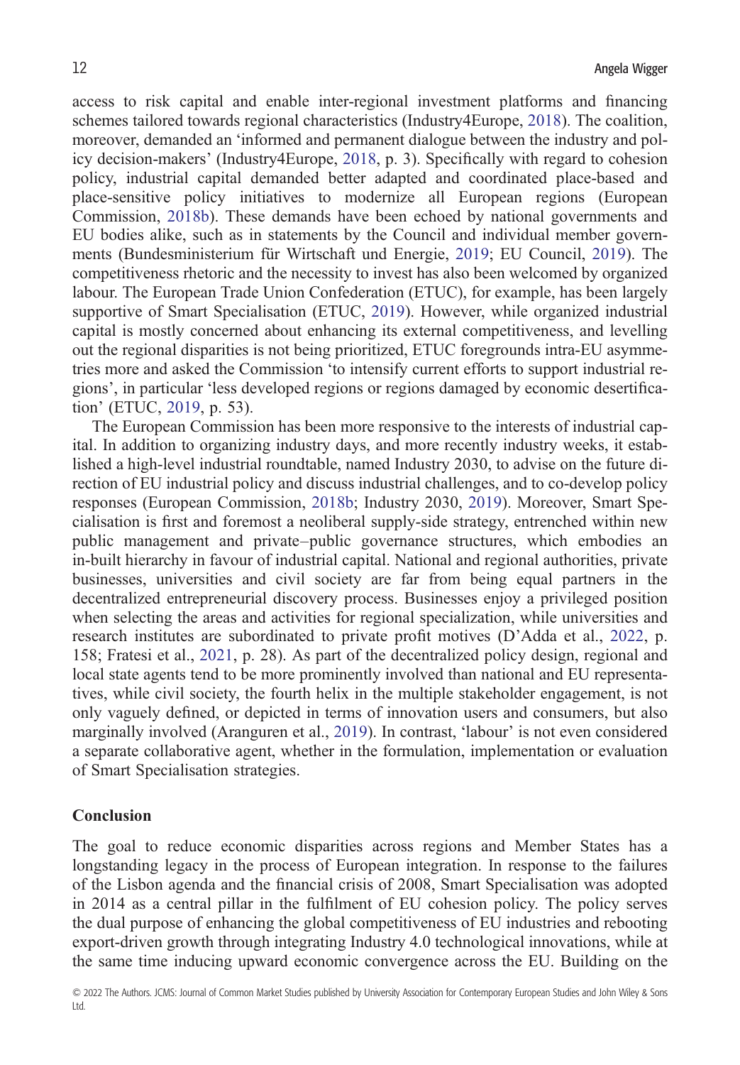access to risk capital and enable inter-regional investment platforms and financing schemes tailored towards regional characteristics (Industry4Europe, 2018). The coalition, moreover, demanded an 'informed and permanent dialogue between the industry and policy decision-makers' (Industry4Europe, 2018, p. 3). Specifically with regard to cohesion policy, industrial capital demanded better adapted and coordinated place-based and place-sensitive policy initiatives to modernize all European regions (European Commission, 2018b). These demands have been echoed by national governments and EU bodies alike, such as in statements by the Council and individual member governments (Bundesministerium für Wirtschaft und Energie, 2019; EU Council, 2019). The competitiveness rhetoric and the necessity to invest has also been welcomed by organized labour. The European Trade Union Confederation (ETUC), for example, has been largely supportive of Smart Specialisation (ETUC, 2019). However, while organized industrial capital is mostly concerned about enhancing its external competitiveness, and levelling out the regional disparities is not being prioritized, ETUC foregrounds intra-EU asymmetries more and asked the Commission 'to intensify current efforts to support industrial regions', in particular 'less developed regions or regions damaged by economic desertification' (ETUC, 2019, p. 53).

The European Commission has been more responsive to the interests of industrial capital. In addition to organizing industry days, and more recently industry weeks, it established a high-level industrial roundtable, named Industry 2030, to advise on the future direction of EU industrial policy and discuss industrial challenges, and to co-develop policy responses (European Commission, 2018b; Industry 2030, 2019). Moreover, Smart Specialisation is first and foremost a neoliberal supply-side strategy, entrenched within new public management and private–public governance structures, which embodies an in-built hierarchy in favour of industrial capital. National and regional authorities, private businesses, universities and civil society are far from being equal partners in the decentralized entrepreneurial discovery process. Businesses enjoy a privileged position when selecting the areas and activities for regional specialization, while universities and research institutes are subordinated to private profit motives (D'Adda et al., 2022, p. 158; Fratesi et al., 2021, p. 28). As part of the decentralized policy design, regional and local state agents tend to be more prominently involved than national and EU representatives, while civil society, the fourth helix in the multiple stakeholder engagement, is not only vaguely defined, or depicted in terms of innovation users and consumers, but also marginally involved (Aranguren et al., 2019). In contrast, 'labour' is not even considered a separate collaborative agent, whether in the formulation, implementation or evaluation of Smart Specialisation strategies.

## Conclusion

The goal to reduce economic disparities across regions and Member States has a longstanding legacy in the process of European integration. In response to the failures of the Lisbon agenda and the financial crisis of 2008, Smart Specialisation was adopted in 2014 as a central pillar in the fulfilment of EU cohesion policy. The policy serves the dual purpose of enhancing the global competitiveness of EU industries and rebooting export-driven growth through integrating Industry 4.0 technological innovations, while at the same time inducing upward economic convergence across the EU. Building on the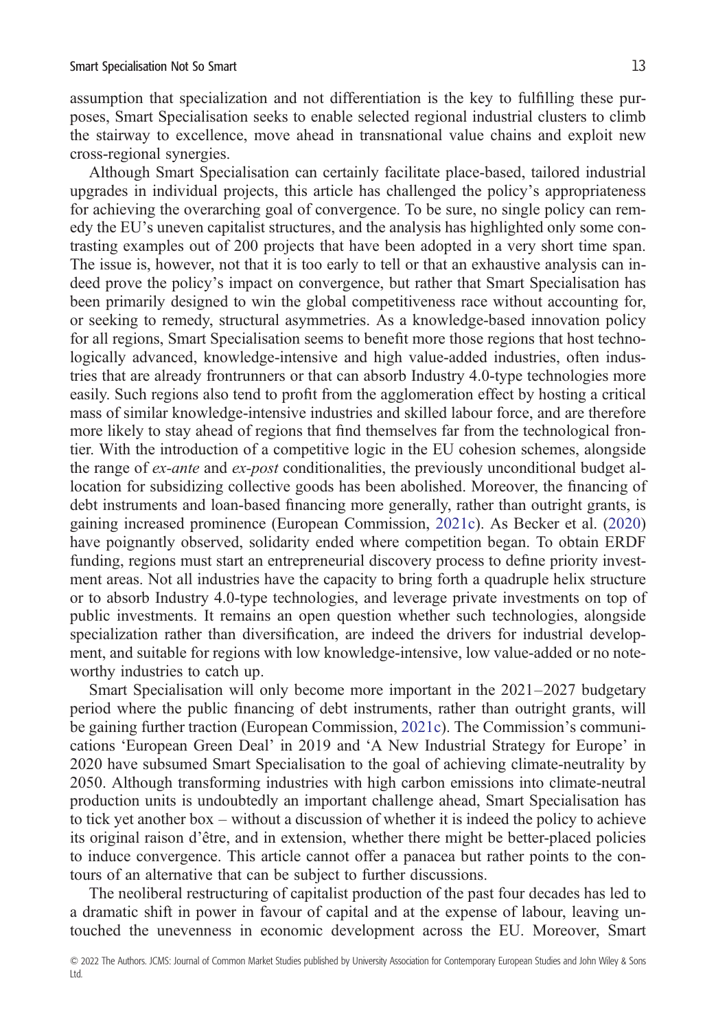assumption that specialization and not differentiation is the key to fulfilling these purposes, Smart Specialisation seeks to enable selected regional industrial clusters to climb the stairway to excellence, move ahead in transnational value chains and exploit new cross-regional synergies.

Although Smart Specialisation can certainly facilitate place-based, tailored industrial upgrades in individual projects, this article has challenged the policy's appropriateness for achieving the overarching goal of convergence. To be sure, no single policy can remedy the EU's uneven capitalist structures, and the analysis has highlighted only some contrasting examples out of 200 projects that have been adopted in a very short time span. The issue is, however, not that it is too early to tell or that an exhaustive analysis can indeed prove the policy's impact on convergence, but rather that Smart Specialisation has been primarily designed to win the global competitiveness race without accounting for, or seeking to remedy, structural asymmetries. As a knowledge-based innovation policy for all regions, Smart Specialisation seems to benefit more those regions that host technologically advanced, knowledge-intensive and high value-added industries, often industries that are already frontrunners or that can absorb Industry 4.0-type technologies more easily. Such regions also tend to profit from the agglomeration effect by hosting a critical mass of similar knowledge-intensive industries and skilled labour force, and are therefore more likely to stay ahead of regions that find themselves far from the technological frontier. With the introduction of a competitive logic in the EU cohesion schemes, alongside the range of *ex-ante* and *ex-post* conditionalities, the previously unconditional budget allocation for subsidizing collective goods has been abolished. Moreover, the financing of debt instruments and loan-based financing more generally, rather than outright grants, is gaining increased prominence (European Commission, 2021c). As Becker et al. (2020) have poignantly observed, solidarity ended where competition began. To obtain ERDF funding, regions must start an entrepreneurial discovery process to define priority investment areas. Not all industries have the capacity to bring forth a quadruple helix structure or to absorb Industry 4.0-type technologies, and leverage private investments on top of public investments. It remains an open question whether such technologies, alongside specialization rather than diversification, are indeed the drivers for industrial development, and suitable for regions with low knowledge-intensive, low value-added or no noteworthy industries to catch up.

Smart Specialisation will only become more important in the 2021–2027 budgetary period where the public financing of debt instruments, rather than outright grants, will be gaining further traction (European Commission, 2021c). The Commission's communications 'European Green Deal' in 2019 and 'A New Industrial Strategy for Europe' in 2020 have subsumed Smart Specialisation to the goal of achieving climate-neutrality by 2050. Although transforming industries with high carbon emissions into climate-neutral production units is undoubtedly an important challenge ahead, Smart Specialisation has to tick yet another box – without a discussion of whether it is indeed the policy to achieve its original raison d'être, and in extension, whether there might be better-placed policies to induce convergence. This article cannot offer a panacea but rather points to the contours of an alternative that can be subject to further discussions.

The neoliberal restructuring of capitalist production of the past four decades has led to a dramatic shift in power in favour of capital and at the expense of labour, leaving untouched the unevenness in economic development across the EU. Moreover, Smart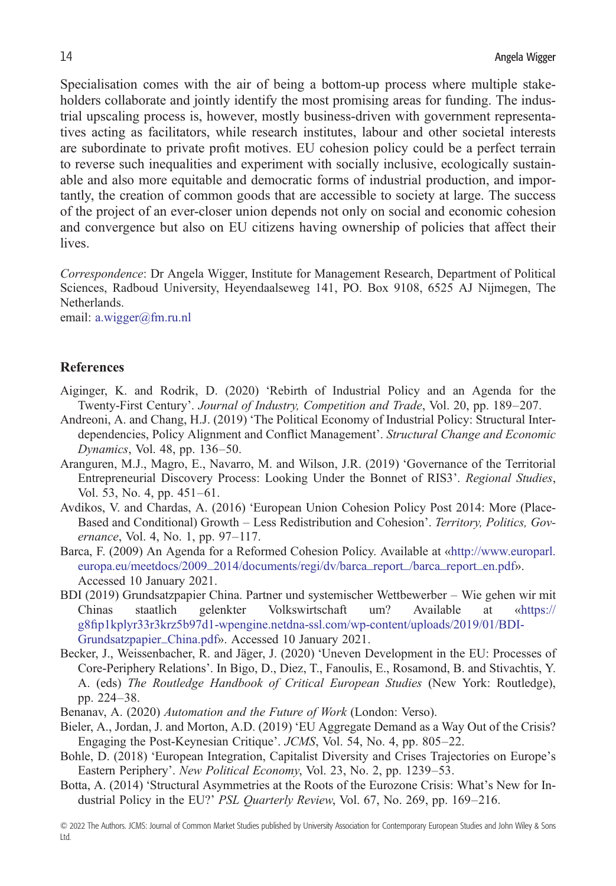Specialisation comes with the air of being a bottom-up process where multiple stakeholders collaborate and jointly identify the most promising areas for funding. The industrial upscaling process is, however, mostly business-driven with government representatives acting as facilitators, while research institutes, labour and other societal interests are subordinate to private profit motives. EU cohesion policy could be a perfect terrain to reverse such inequalities and experiment with socially inclusive, ecologically sustainable and also more equitable and democratic forms of industrial production, and importantly, the creation of common goods that are accessible to society at large. The success of the project of an ever-closer union depends not only on social and economic cohesion and convergence but also on EU citizens having ownership of policies that affect their lives.

*Correspondence*: Dr Angela Wigger, Institute for Management Research, Department of Political Sciences, Radboud University, Heyendaalseweg 141, PO. Box 9108, 6525 AJ Nijmegen, The Netherlands.
email: a.wigger@fm.ru.nl

## References

Aiginger, K. and Rodrik, D. (2020) 'Rebirth of Industrial Policy and an Agenda for the Twenty-First Century'. *Journal of Industry, Competition and Trade*, Vol. 20, pp. 189–207.

Andreoni, A. and Chang, H.J. (2019) 'The Political Economy of Industrial Policy: Structural Interdependencies, Policy Alignment and Conflict Management'. *Structural Change and Economic Dynamics*, Vol. 48, pp. 136–50.

Aranguren, M.J., Magro, E., Navarro, M. and Wilson, J.R. (2019) 'Governance of the Territorial Entrepreneurial Discovery Process: Looking Under the Bonnet of RIS3'. *Regional Studies*, Vol. 53, No. 4, pp. 451–61.

Avdikos, V. and Chardas, A. (2016) 'European Union Cohesion Policy Post 2014: More (Place-Based and Conditional) Growth – Less Redistribution and Cohesion'. *Territory, Politics, Governance*, Vol. 4, No. 1, pp. 97–117.

Barca, F. (2009) An Agenda for a Reformed Cohesion Policy. Available at «http://www.europarl.europa.eu/meetdocs/2009_2014/documents/regi/dv/barca_report_/barca_report_en.pdf». Accessed 10 January 2021.

BDI (2019) Grundsatzpapier China. Partner und systemischer Wettbewerber – Wie gehen wir mit Chinas staatlich gelenkter Volkswirtschaft um? Available at «https://g8fip1kplyr33r3krz5b97d1-wpengine.netdna-ssl.com/wp-content/uploads/2019/01/BDI-Grundsatzpapier_China.pdf». Accessed 10 January 2021.

Becker, J., Weissenbacher, R. and Jäger, J. (2020) 'Uneven Development in the EU: Processes of Core-Periphery Relations'. In Bigo, D., Diez, T., Fanoulis, E., Rosamond, B. and Stivachtis, Y. A. (eds) *The Routledge Handbook of Critical European Studies* (New York: Routledge), pp. 224–38.

Benanav, A. (2020) *Automation and the Future of Work* (London: Verso).

Bieler, A., Jordan, J. and Morton, A.D. (2019) 'EU Aggregate Demand as a Way Out of the Crisis? Engaging the Post-Keynesian Critique'. *JCMS*, Vol. 54, No. 4, pp. 805–22.

Bohle, D. (2018) 'European Integration, Capitalist Diversity and Crises Trajectories on Europe's Eastern Periphery'. *New Political Economy*, Vol. 23, No. 2, pp. 1239–53.

Botta, A. (2014) 'Structural Asymmetries at the Roots of the Eurozone Crisis: What's New for Industrial Policy in the EU?' *PSL Quarterly Review*, Vol. 67, No. 269, pp. 169–216.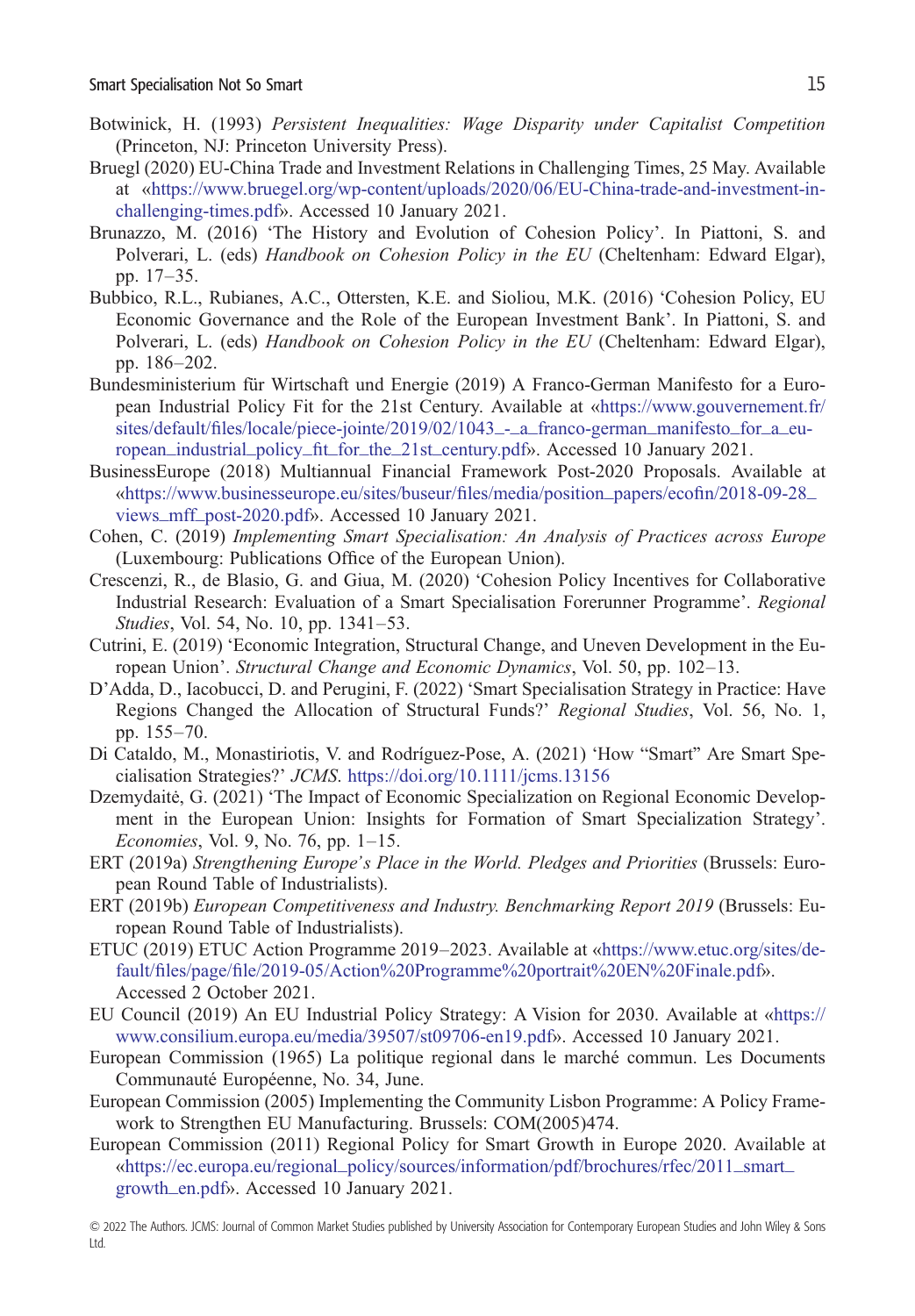Botwinick, H. (1993) *Persistent Inequalities: Wage Disparity under Capitalist Competition* (Princeton, NJ: Princeton University Press).

Bruegl (2020) EU-China Trade and Investment Relations in Challenging Times, 25 May. Available at «https://www.bruegel.org/wp-content/uploads/2020/06/EU-China-trade-and-investment-in-challenging-times.pdf». Accessed 10 January 2021.

Brunazzo, M. (2016) 'The History and Evolution of Cohesion Policy'. In Piattoni, S. and Polverari, L. (eds) *Handbook on Cohesion Policy in the EU* (Cheltenham: Edward Elgar), pp. 17–35.

Bubbico, R.L., Rubianes, A.C., Ottersten, K.E. and Sioliou, M.K. (2016) 'Cohesion Policy, EU Economic Governance and the Role of the European Investment Bank'. In Piattoni, S. and Polverari, L. (eds) *Handbook on Cohesion Policy in the EU* (Cheltenham: Edward Elgar), pp. 186–202.

Bundesministerium für Wirtschaft und Energie (2019) A Franco-German Manifesto for a European Industrial Policy Fit for the 21st Century. Available at «https://www.gouvernement.fr/sites/default/files/locale/piece-jointe/2019/02/1043_-_a_franco-german_manifesto_for_a_european_industrial_policy_fit_for_the_21st_century.pdf». Accessed 10 January 2021.

BusinessEurope (2018) Multiannual Financial Framework Post-2020 Proposals. Available at «https://www.businesseurope.eu/sites/buseur/files/media/position_papers/ecofin/2018-09-28_views_mff_post-2020.pdf». Accessed 10 January 2021.

Cohen, C. (2019) *Implementing Smart Specialisation: An Analysis of Practices across Europe* (Luxembourg: Publications Office of the European Union).

Crescenzi, R., de Blasio, G. and Giua, M. (2020) 'Cohesion Policy Incentives for Collaborative Industrial Research: Evaluation of a Smart Specialisation Forerunner Programme'. *Regional Studies*, Vol. 54, No. 10, pp. 1341–53.

Cutrini, E. (2019) 'Economic Integration, Structural Change, and Uneven Development in the European Union'. *Structural Change and Economic Dynamics*, Vol. 50, pp. 102–13.

D'Adda, D., Iacobucci, D. and Perugini, F. (2022) 'Smart Specialisation Strategy in Practice: Have Regions Changed the Allocation of Structural Funds?' *Regional Studies*, Vol. 56, No. 1, pp. 155–70.

Di Cataldo, M., Monastiriotis, V. and Rodríguez-Pose, A. (2021) 'How "Smart" Are Smart Specialisation Strategies?' *JCMS*. https://doi.org/10.1111/jcms.13156

Dzemydaitė, G. (2021) 'The Impact of Economic Specialization on Regional Economic Development in the European Union: Insights for Formation of Smart Specialization Strategy'. *Economies*, Vol. 9, No. 76, pp. 1–15.

ERT (2019a) *Strengthening Europe's Place in the World. Pledges and Priorities* (Brussels: European Round Table of Industrialists).

ERT (2019b) *European Competitiveness and Industry. Benchmarking Report 2019* (Brussels: European Round Table of Industrialists).

ETUC (2019) ETUC Action Programme 2019–2023. Available at «https://www.etuc.org/sites/default/files/page/file/2019-05/Action%20Programme%20portrait%20EN%20Finale.pdf». Accessed 2 October 2021.

EU Council (2019) An EU Industrial Policy Strategy: A Vision for 2030. Available at «https://www.consilium.europa.eu/media/39507/st09706-en19.pdf». Accessed 10 January 2021.

European Commission (1965) La politique regional dans le marché commun. Les Documents Communauté Européenne, No. 34, June.

European Commission (2005) Implementing the Community Lisbon Programme: A Policy Framework to Strengthen EU Manufacturing. Brussels: COM(2005)474.

European Commission (2011) Regional Policy for Smart Growth in Europe 2020. Available at «https://ec.europa.eu/regional_policy/sources/information/pdf/brochures/rfec/2011_smart_growth_en.pdf». Accessed 10 January 2021.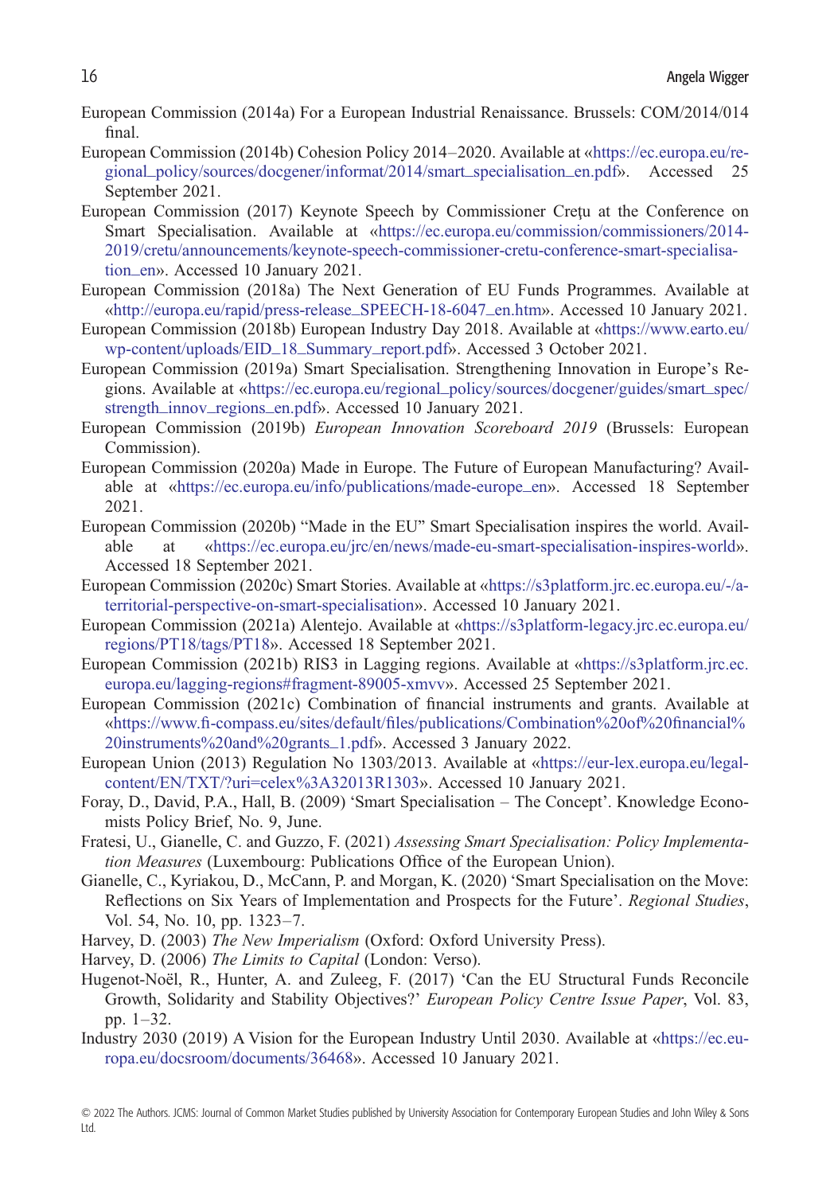European Commission (2014a) For a European Industrial Renaissance. Brussels: COM/2014/014 final.

European Commission (2014b) Cohesion Policy 2014–2020. Available at «https://ec.europa.eu/regional_policy/sources/docgener/informat/2014/smart_specialisation_en.pdf». Accessed 25 September 2021.

European Commission (2017) Keynote Speech by Commissioner Crețu at the Conference on Smart Specialisation. Available at «https://ec.europa.eu/commission/commissioners/2014-2019/cretu/announcements/keynote-speech-commissioner-cretu-conference-smart-specialisation_en». Accessed 10 January 2021.

European Commission (2018a) The Next Generation of EU Funds Programmes. Available at «http://europa.eu/rapid/press-release_SPEECH-18-6047_en.htm». Accessed 10 January 2021.

European Commission (2018b) European Industry Day 2018. Available at «https://www.earto.eu/wp-content/uploads/EID_18_Summary_report.pdf». Accessed 3 October 2021.

European Commission (2019a) Smart Specialisation. Strengthening Innovation in Europe's Regions. Available at «https://ec.europa.eu/regional_policy/sources/docgener/guides/smart_spec/strength_innov_regions_en.pdf». Accessed 10 January 2021.

European Commission (2019b) *European Innovation Scoreboard 2019* (Brussels: European Commission).

European Commission (2020a) Made in Europe. The Future of European Manufacturing? Available at «https://ec.europa.eu/info/publications/made-europe_en». Accessed 18 September 2021.

European Commission (2020b) "Made in the EU" Smart Specialisation inspires the world. Available at «https://ec.europa.eu/jrc/en/news/made-eu-smart-specialisation-inspires-world». Accessed 18 September 2021.

European Commission (2020c) Smart Stories. Available at «https://s3platform.jrc.ec.europa.eu/-/a-territorial-perspective-on-smart-specialisation». Accessed 10 January 2021.

European Commission (2021a) Alentejo. Available at «https://s3platform-legacy.jrc.ec.europa.eu/regions/PT18/tags/PT18». Accessed 18 September 2021.

European Commission (2021b) RIS3 in Lagging regions. Available at «https://s3platform.jrc.ec.europa.eu/lagging-regions#fragment-89005-xmvv». Accessed 25 September 2021.

European Commission (2021c) Combination of financial instruments and grants. Available at «https://www.fi-compass.eu/sites/default/files/publications/Combination%20of%20financial%20instruments%20and%20grants_1.pdf». Accessed 3 January 2022.

European Union (2013) Regulation No 1303/2013. Available at «https://eur-lex.europa.eu/legal-content/EN/TXT/?uri=celex%3A32013R1303». Accessed 10 January 2021.

Foray, D., David, P.A., Hall, B. (2009) 'Smart Specialisation – The Concept'. Knowledge Economists Policy Brief, No. 9, June.

Fratesi, U., Gianelle, C. and Guzzo, F. (2021) *Assessing Smart Specialisation: Policy Implementation Measures* (Luxembourg: Publications Office of the European Union).

Gianelle, C., Kyriakou, D., McCann, P. and Morgan, K. (2020) 'Smart Specialisation on the Move: Reflections on Six Years of Implementation and Prospects for the Future'. *Regional Studies*, Vol. 54, No. 10, pp. 1323–7.

Harvey, D. (2003) *The New Imperialism* (Oxford: Oxford University Press).

Harvey, D. (2006) *The Limits to Capital* (London: Verso).

Hugenot-Noël, R., Hunter, A. and Zuleeg, F. (2017) 'Can the EU Structural Funds Reconcile Growth, Solidarity and Stability Objectives?' *European Policy Centre Issue Paper*, Vol. 83, pp. 1–32.

Industry 2030 (2019) A Vision for the European Industry Until 2030. Available at «https://ec.europa.eu/docsroom/documents/36468». Accessed 10 January 2021.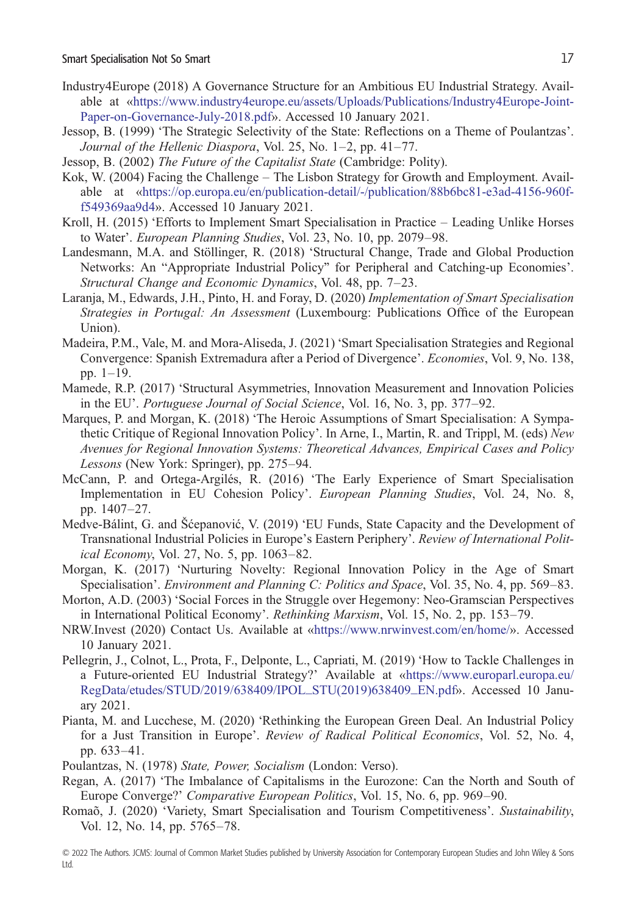Industry4Europe (2018) A Governance Structure for an Ambitious EU Industrial Strategy. Available at «https://www.industry4europe.eu/assets/Uploads/Publications/Industry4Europe-Joint-Paper-on-Governance-July-2018.pdf». Accessed 10 January 2021.

Jessop, B. (1999) 'The Strategic Selectivity of the State: Reflections on a Theme of Poulantzas'. *Journal of the Hellenic Diaspora*, Vol. 25, No. 1–2, pp. 41–77.

Jessop, B. (2002) *The Future of the Capitalist State* (Cambridge: Polity).

Kok, W. (2004) Facing the Challenge – The Lisbon Strategy for Growth and Employment. Available at «https://op.europa.eu/en/publication-detail/-/publication/88b6bc81-e3ad-4156-960f-f549369aa9d4». Accessed 10 January 2021.

Kroll, H. (2015) 'Efforts to Implement Smart Specialisation in Practice – Leading Unlike Horses to Water'. *European Planning Studies*, Vol. 23, No. 10, pp. 2079–98.

Landesmann, M.A. and Stöllinger, R. (2018) 'Structural Change, Trade and Global Production Networks: An "Appropriate Industrial Policy" for Peripheral and Catching-up Economies'. *Structural Change and Economic Dynamics*, Vol. 48, pp. 7–23.

Laranja, M., Edwards, J.H., Pinto, H. and Foray, D. (2020) *Implementation of Smart Specialisation Strategies in Portugal: An Assessment* (Luxembourg: Publications Office of the European Union).

Madeira, P.M., Vale, M. and Mora-Aliseda, J. (2021) 'Smart Specialisation Strategies and Regional Convergence: Spanish Extremadura after a Period of Divergence'. *Economies*, Vol. 9, No. 138, pp. 1–19.

Mamede, R.P. (2017) 'Structural Asymmetries, Innovation Measurement and Innovation Policies in the EU'. *Portuguese Journal of Social Science*, Vol. 16, No. 3, pp. 377–92.

Marques, P. and Morgan, K. (2018) 'The Heroic Assumptions of Smart Specialisation: A Sympathetic Critique of Regional Innovation Policy'. In Arne, I., Martin, R. and Trippl, M. (eds) *New Avenues for Regional Innovation Systems: Theoretical Advances, Empirical Cases and Policy Lessons* (New York: Springer), pp. 275–94.

McCann, P. and Ortega-Argilés, R. (2016) 'The Early Experience of Smart Specialisation Implementation in EU Cohesion Policy'. *European Planning Studies*, Vol. 24, No. 8, pp. 1407–27.

Medve-Bálint, G. and Šćepanović, V. (2019) 'EU Funds, State Capacity and the Development of Transnational Industrial Policies in Europe's Eastern Periphery'. *Review of International Political Economy*, Vol. 27, No. 5, pp. 1063–82.

Morgan, K. (2017) 'Nurturing Novelty: Regional Innovation Policy in the Age of Smart Specialisation'. *Environment and Planning C: Politics and Space*, Vol. 35, No. 4, pp. 569–83.

Morton, A.D. (2003) 'Social Forces in the Struggle over Hegemony: Neo-Gramscian Perspectives in International Political Economy'. *Rethinking Marxism*, Vol. 15, No. 2, pp. 153–79.

NRW.Invest (2020) Contact Us. Available at «https://www.nrwinvest.com/en/home/». Accessed 10 January 2021.

Pellegrin, J., Colnot, L., Prota, F., Delponte, L., Capriati, M. (2019) 'How to Tackle Challenges in a Future-oriented EU Industrial Strategy?' Available at «https://www.europarl.europa.eu/RegData/etudes/STUD/2019/638409/IPOL_STU(2019)638409_EN.pdf». Accessed 10 January 2021.

Pianta, M. and Lucchese, M. (2020) 'Rethinking the European Green Deal. An Industrial Policy for a Just Transition in Europe'. *Review of Radical Political Economics*, Vol. 52, No. 4, pp. 633–41.

Poulantzas, N. (1978) *State, Power, Socialism* (London: Verso).

Regan, A. (2017) 'The Imbalance of Capitalisms in the Eurozone: Can the North and South of Europe Converge?' *Comparative European Politics*, Vol. 15, No. 6, pp. 969–90.

Romaõ, J. (2020) 'Variety, Smart Specialisation and Tourism Competitiveness'. *Sustainability*, Vol. 12, No. 14, pp. 5765–78.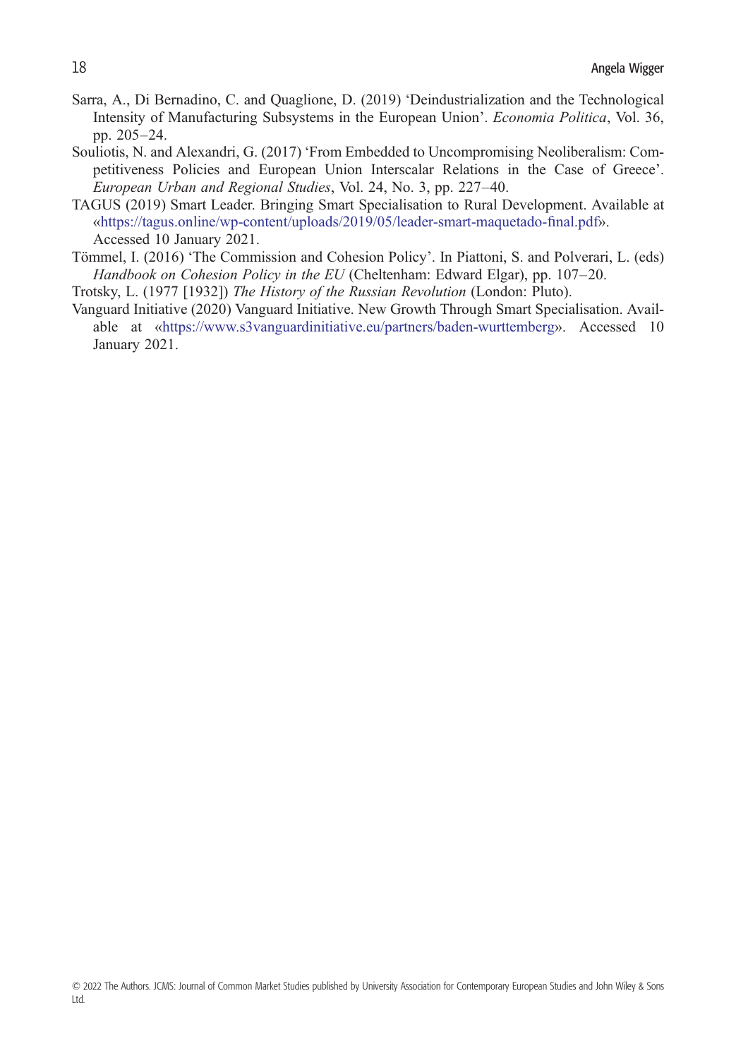Sarra, A., Di Bernadino, C. and Quaglione, D. (2019) 'Deindustrialization and the Technological Intensity of Manufacturing Subsystems in the European Union'. *Economia Politica*, Vol. 36, pp. 205–24.

Souliotis, N. and Alexandri, G. (2017) 'From Embedded to Uncompromising Neoliberalism: Competitiveness Policies and European Union Interscalar Relations in the Case of Greece'. *European Urban and Regional Studies*, Vol. 24, No. 3, pp. 227–40.

TAGUS (2019) Smart Leader. Bringing Smart Specialisation to Rural Development. Available at «https://tagus.online/wp-content/uploads/2019/05/leader-smart-maquetado-final.pdf». Accessed 10 January 2021.

Tömmel, I. (2016) 'The Commission and Cohesion Policy'. In Piattoni, S. and Polverari, L. (eds) *Handbook on Cohesion Policy in the EU* (Cheltenham: Edward Elgar), pp. 107–20.

Trotsky, L. (1977 [1932]) *The History of the Russian Revolution* (London: Pluto).

Vanguard Initiative (2020) Vanguard Initiative. New Growth Through Smart Specialisation. Available at «https://www.s3vanguardinitiative.eu/partners/baden-wurttemberg». Accessed 10 January 2021.